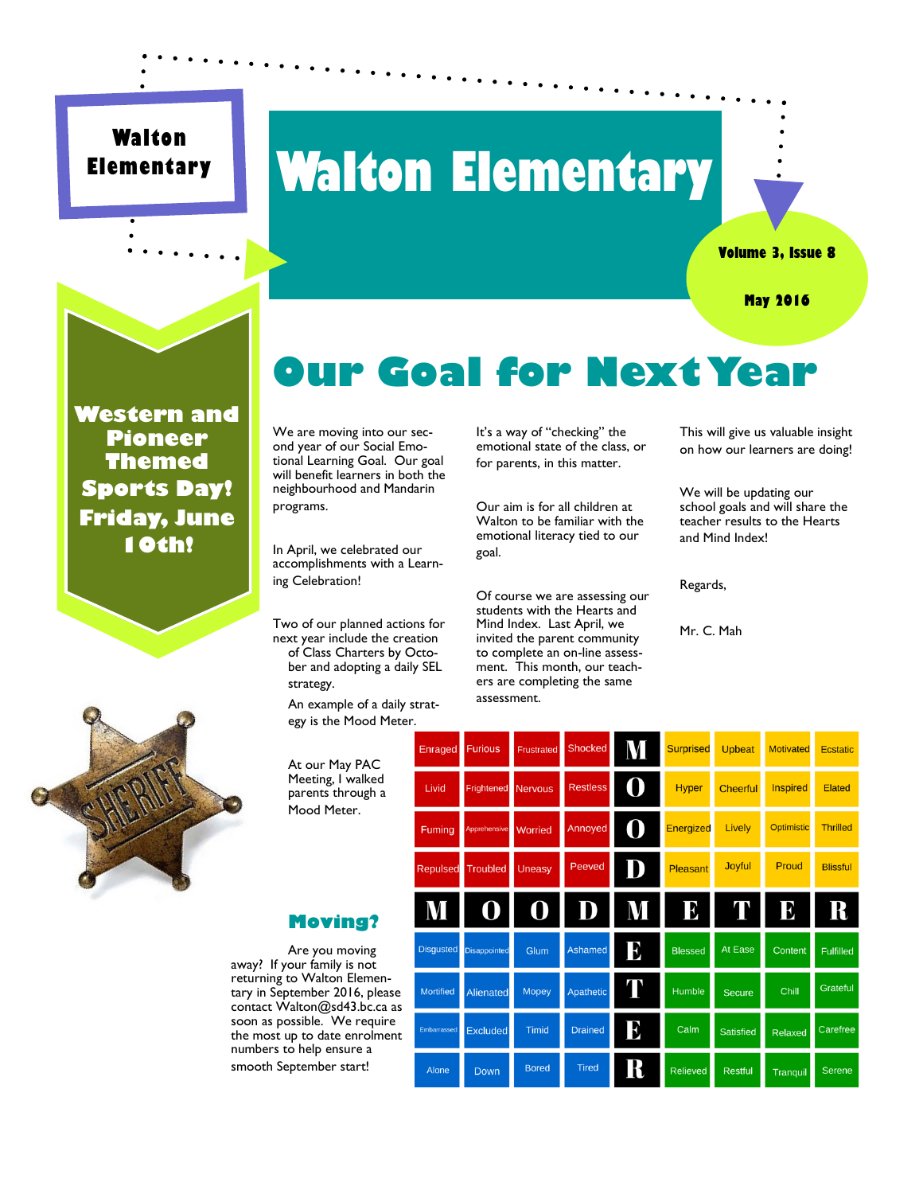Walton Elementary

# Walton Elementary

Volume 3, Issue 8

May 2016

**Western and Pioneer Themed Sports Day! Friday, June 10th!**

## Our Goal for Next Year

We are moving into our second year of our Social Emotional Learning Goal. Our goal will benefit learners in both the neighbourhood and Mandarin programs.

In April, we celebrated our accomplishments with a Learning Celebration!

Two of our planned actions for next year include the creation of Class Charters by October and adopting a daily SEL strategy.

An example of a daily strategy is the Mood Meter.

At our May PAC Meeting, I walked parents through a Mood Meter.

It's a way of "checking" the emotional state of the class, or for parents, in this matter.

Our aim is for all children at Walton to be familiar with the emotional literacy tied to our goal.

Of course we are assessing our students with the Hearts and Mind Index. Last April, we invited the parent community to complete an on-line assessment. This month, our teachers are completing the same assessment.

This will give us valuable insight on how our learners are doing!

We will be updating our school goals and will share the teacher results to the Hearts and Mind Index!

Regards,

Mr. C. Mah

| Enraged | Furious | Frustrated | Shocked | M | Surprised | Upbeat | Motivated | Ecstatic |
|---|---|---|---|---|---|---|---|---|
| Livid | Frightened | Nervous | Restless | O | Hyper | Cheerful | Inspired | Elated |
| Fuming | Apprehensive | Worried | Annoyed | O | Energized | Lively | Optimistic | Thrilled |
| Repulsed | Troubled | Uneasy | Peeved | D | Pleasant | Joyful | Proud | Blissful |
| M | O | O | D | M | E | T | E | R |
| Disgusted | Disappointed | Glum | Ashamed | E | Blessed | At Ease | Content | Fulfilled |
| Mortified | Alienated | Mopey | Apathetic | T | Humble | Secure | Chill | Grateful |
| Embarrassed | Excluded | Timid | Drained | E | Calm | Satisfied | Relaxed | Carefree |
| Alone | Down | Bored | Tired | R | Relieved | Restful | Tranquil | Serene |

### Moving?

Are you moving away? If your family is not returning to Walton Elementary in September 2016, please contact Walton@sd43.bc.ca as soon as possible. We require the most up to date enrolment numbers to help ensure a smooth September start!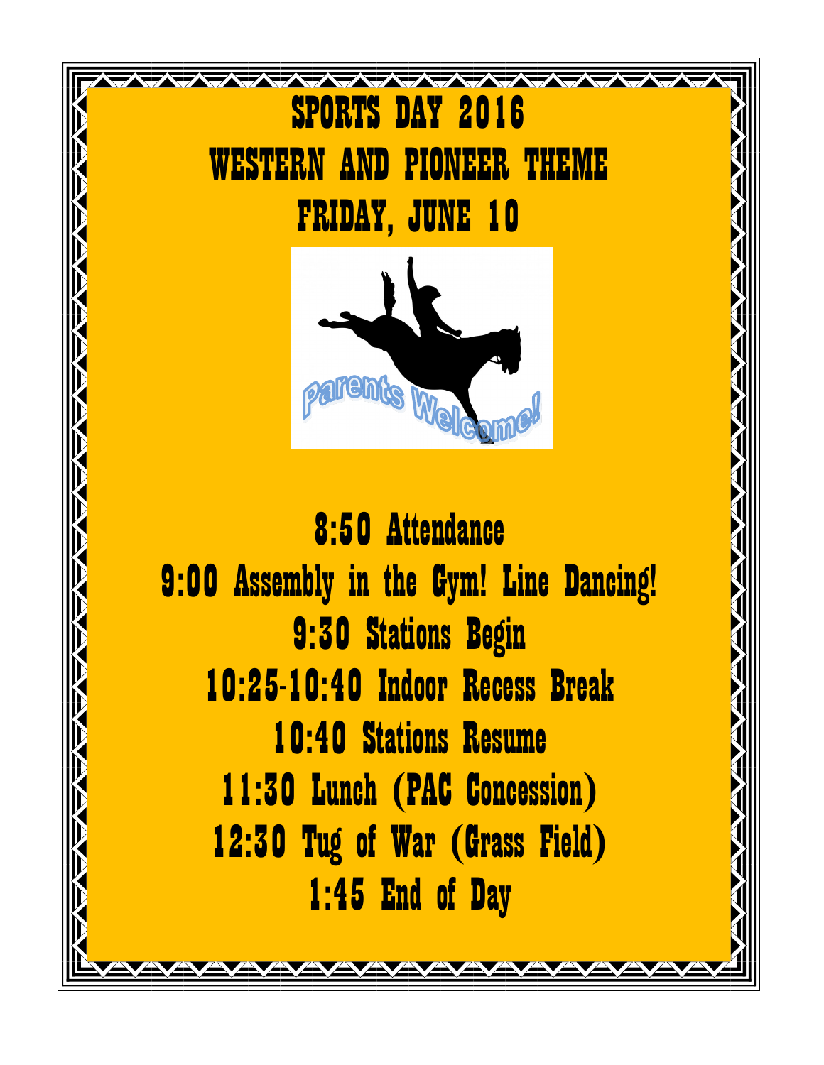# SPORTS DAY 2016

# WESTERN AND PIONEER THEME

# FRIDAY, JUNE 10

Parents Welcome!

8:50 Attendance

9:00 Assembly in the Gym! Line Dancing!

9:30 Stations Begin

10:25-10:40 Indoor Recess Break

10:40 Stations Resume

11:30 Lunch (PAC Concession)

12:30 Tug of War (Grass Field)

1:45 End of Day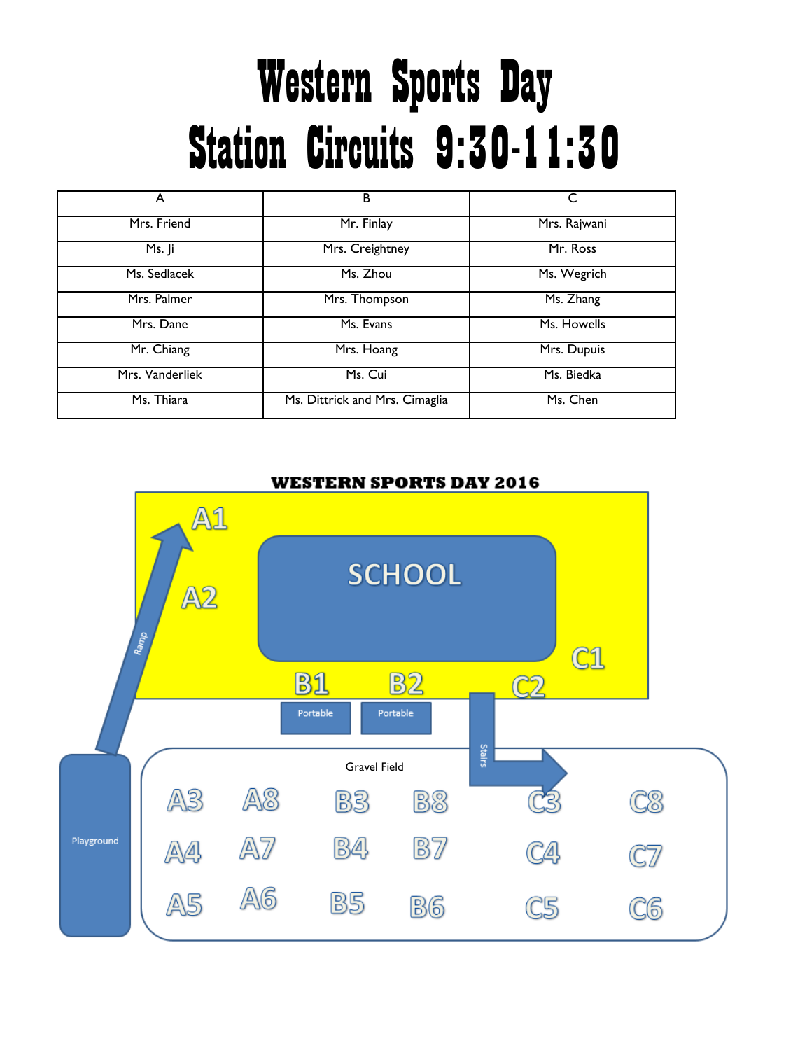# Western Sports Day

# Station Circuits 9:30-11:30

| A | B | C |
|---|---|---|
| Mrs. Friend | Mr. Finlay | Mrs. Rajwani |
| Ms. Ji | Mrs. Creightney | Mr. Ross |
| Ms. Sedlacek | Ms. Zhou | Ms. Wegrich |
| Mrs. Palmer | Mrs. Thompson | Ms. Zhang |
| Mrs. Dane | Ms. Evans | Ms. Howells |
| Mr. Chiang | Mrs. Hoang | Mrs. Dupuis |
| Mrs. Vanderliek | Ms. Cui | Ms. Biedka |
| Ms. Thiara | Ms. Dittrick and Mrs. Cimaglia | Ms. Chen |

**WESTERN SPORTS DAY 2016**

SCHOOL

A1 A2 Ramp

B1 B2 Portable Portable

C1 C2 Stairs

Playground

Gravel Field

A3 A8 B3 B8 C3 C8

A4 A7 B4 B7 C4 C7

A5 A6 B5 B6 C5 C6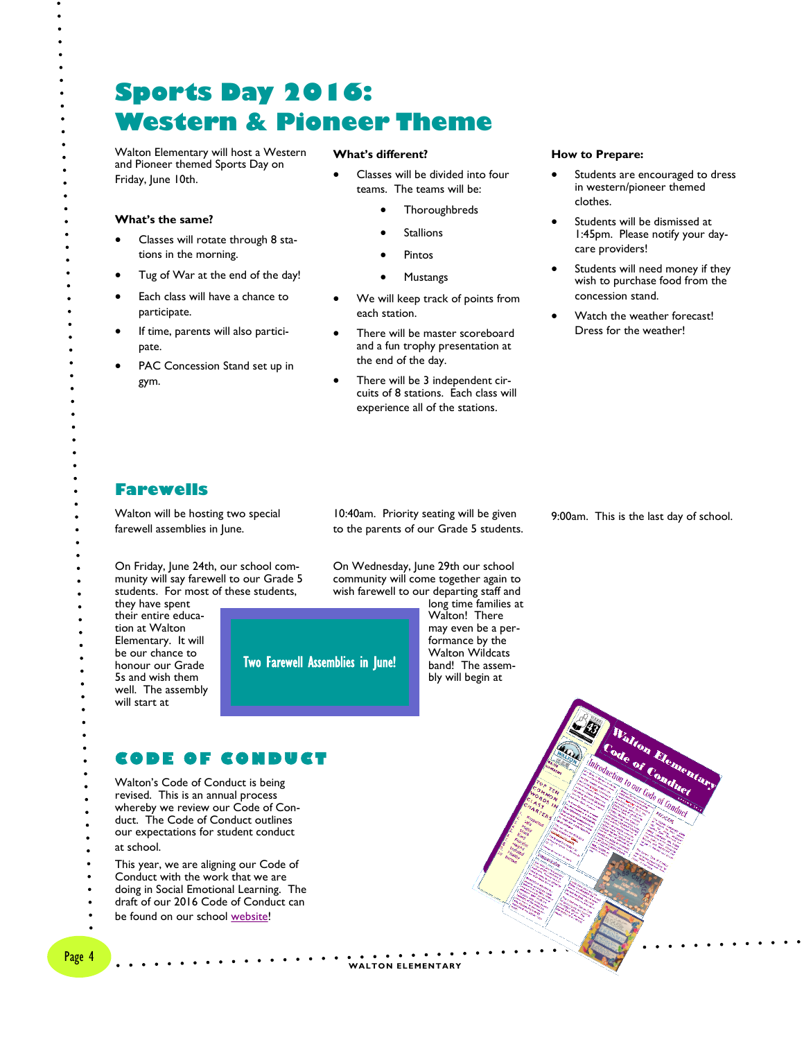# Sports Day 2016: Western & Pioneer Theme

Walton Elementary will host a Western and Pioneer themed Sports Day on Friday, June 10th.

### What's the same?

- Classes will rotate through 8 stations in the morning.
- Tug of War at the end of the day!
- Each class will have a chance to participate.
- If time, parents will also participate.
- PAC Concession Stand set up in gym.

### What's different?

- Classes will be divided into four teams. The teams will be:
  - Thoroughbreds
  - Stallions
  - Pintos
  - Mustangs
- We will keep track of points from each station.
- There will be master scoreboard and a fun trophy presentation at the end of the day.
- There will be 3 independent circuits of 8 stations. Each class will experience all of the stations.

### How to Prepare:

- Students are encouraged to dress in western/pioneer themed clothes.
- Students will be dismissed at 1:45pm. Please notify your daycare providers!
- Students will need money if they wish to purchase food from the concession stand.
- Watch the weather forecast! Dress for the weather!

## Farewells

Walton will be hosting two special farewell assemblies in June.

On Friday, June 24th, our school community will say farewell to our Grade 5 students. For most of these students, they have spent their entire education at Walton Elementary. It will be our chance to honour our Grade 5s and wish them well. The assembly will start at 10:40am. Priority seating will be given to the parents of our Grade 5 students.

On Wednesday, June 29th our school community will come together again to wish farewell to our departing staff and long time families at Walton! There may even be a performance by the Walton Wildcats band! The assembly will begin at 9:00am. This is the last day of school.

Two Farewell Assemblies in June!

## Code of Conduct

Walton's Code of Conduct is being revised. This is an annual process whereby we review our Code of Conduct. The Code of Conduct outlines our expectations for student conduct at school.

This year, we are aligning our Code of Conduct with the work that we are doing in Social Emotional Learning. The draft of our 2016 Code of Conduct can be found on our school website!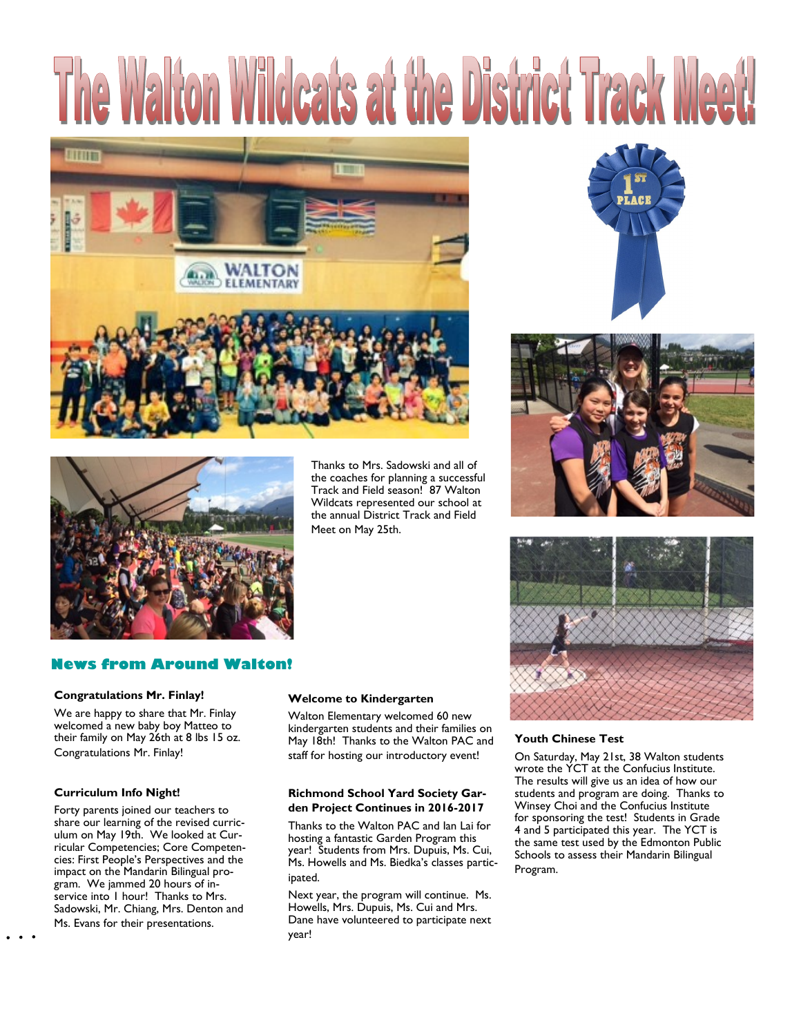# The Walton Wildcats at the District Track Meet!

Thanks to Mrs. Sadowski and all of the coaches for planning a successful Track and Field season! 87 Walton Wildcats represented our school at the annual District Track and Field Meet on May 25th.

## News from Around Walton!

### Congratulations Mr. Finlay!

We are happy to share that Mr. Finlay welcomed a new baby boy Matteo to their family on May 26th at 8 lbs 15 oz. Congratulations Mr. Finlay!

### Curriculum Info Night!

Forty parents joined our teachers to share our learning of the revised curriculum on May 19th. We looked at Curricular Competencies; Core Competencies: First People's Perspectives and the impact on the Mandarin Bilingual program. We jammed 20 hours of in-service into 1 hour! Thanks to Mrs. Sadowski, Mr. Chiang, Mrs. Denton and Ms. Evans for their presentations.

### Welcome to Kindergarten

Walton Elementary welcomed 60 new kindergarten students and their families on May 18th! Thanks to the Walton PAC and staff for hosting our introductory event!

### Richmond School Yard Society Garden Project Continues in 2016-2017

Thanks to the Walton PAC and Ian Lai for hosting a fantastic Garden Program this year! Students from Mrs. Dupuis, Ms. Cui, Ms. Howells and Ms. Biedka's classes participated.

Next year, the program will continue. Ms. Howells, Mrs. Dupuis, Ms. Cui and Mrs. Dane have volunteered to participate next year!

### Youth Chinese Test

On Saturday, May 21st, 38 Walton students wrote the YCT at the Confucius Institute. The results will give us an idea of how our students and program are doing. Thanks to Winsey Choi and the Confucius Institute for sponsoring the test! Students in Grade 4 and 5 participated this year. The YCT is the same test used by the Edmonton Public Schools to assess their Mandarin Bilingual Program.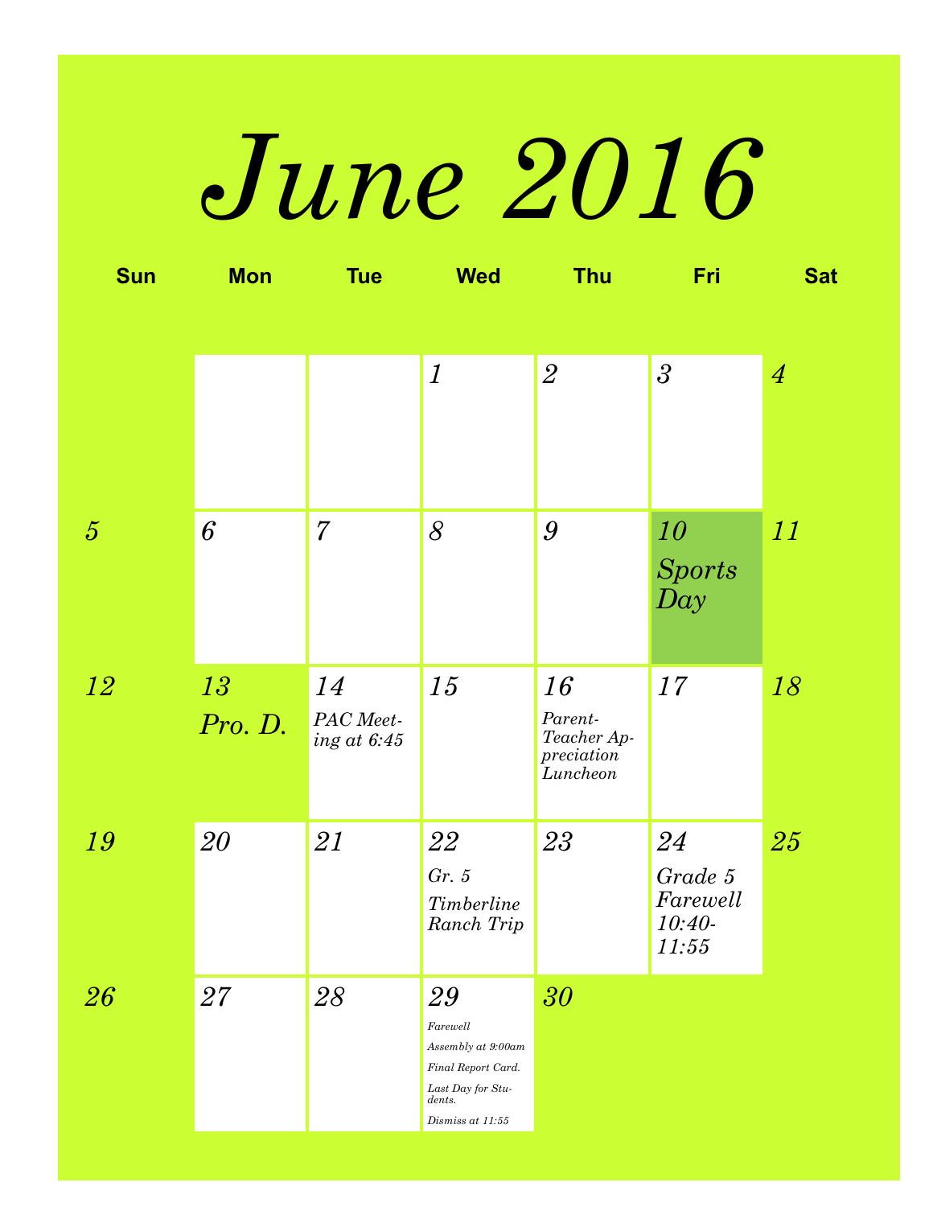# *June 2016*

| Sun | Mon | Tue | Wed | Thu | Fri | Sat |
|---|---|---|---|---|---|---|
| | | | *1* | *2* | *3* | *4* |
| *5* | *6* | *7* | *8* | *9* | *10* *Sports Day* | *11* |
| *12* | *13* *Pro. D.* | *14* *PAC Meeting at 6:45* | *15* | *16* *Parent-Teacher Appreciation Luncheon* | *17* | *18* |
| *19* | *20* | *21* | *22* *Gr. 5 Timberline Ranch Trip* | *23* | *24* *Grade 5 Farewell 10:40-11:55* | *25* |
| *26* | *27* | *28* | *29* *Farewell Assembly at 9:00am* *Final Report Card.* *Last Day for Students.* *Dismiss at 11:55* | *30* | | |